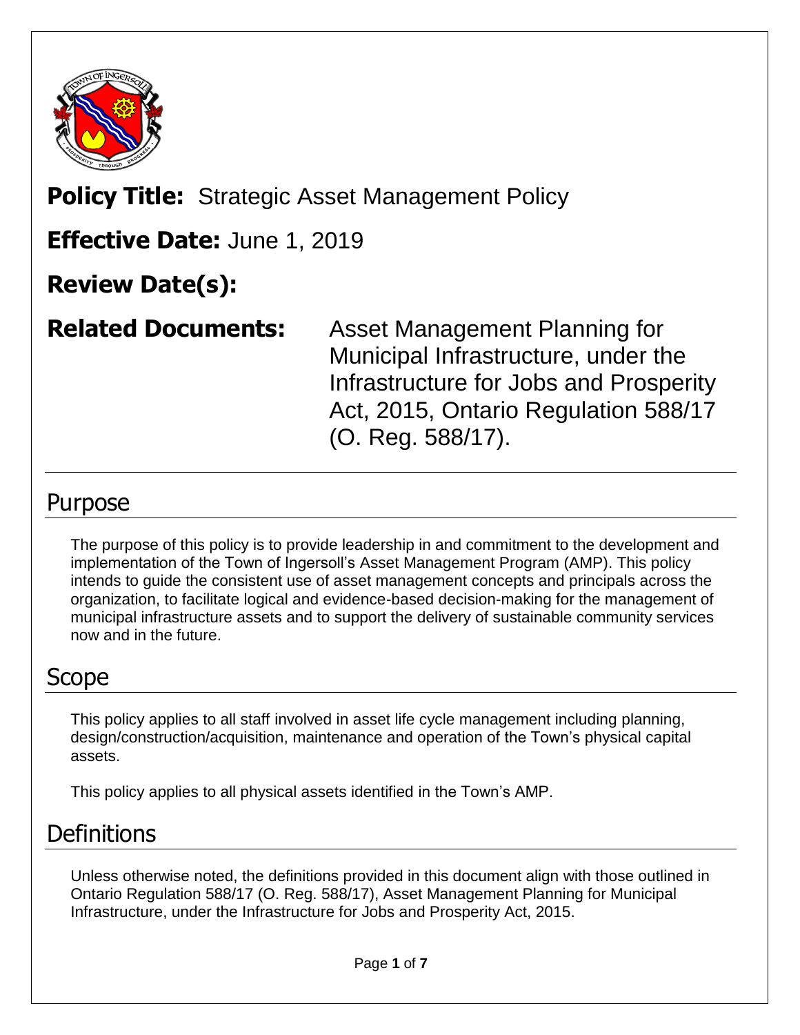**Policy Title:** Strategic Asset Management Policy

**Effective Date:** June 1, 2019

**Review Date(s):**

**Related Documents:** Asset Management Planning for Municipal Infrastructure, under the Infrastructure for Jobs and Prosperity Act, 2015, Ontario Regulation 588/17 (O. Reg. 588/17).

## Purpose

The purpose of this policy is to provide leadership in and commitment to the development and implementation of the Town of Ingersoll's Asset Management Program (AMP). This policy intends to guide the consistent use of asset management concepts and principals across the organization, to facilitate logical and evidence-based decision-making for the management of municipal infrastructure assets and to support the delivery of sustainable community services now and in the future.

## Scope

This policy applies to all staff involved in asset life cycle management including planning, design/construction/acquisition, maintenance and operation of the Town's physical capital assets.

This policy applies to all physical assets identified in the Town's AMP.

## Definitions

Unless otherwise noted, the definitions provided in this document align with those outlined in Ontario Regulation 588/17 (O. Reg. 588/17), Asset Management Planning for Municipal Infrastructure, under the Infrastructure for Jobs and Prosperity Act, 2015.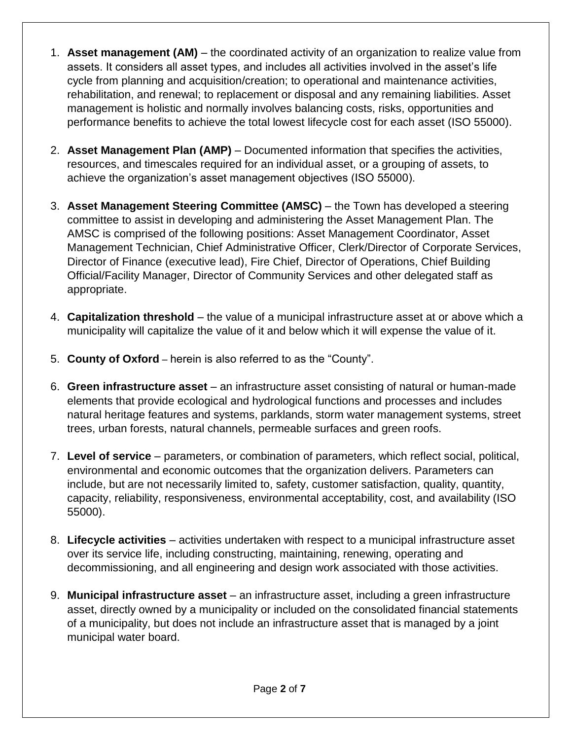1. **Asset management (AM)** – the coordinated activity of an organization to realize value from assets. It considers all asset types, and includes all activities involved in the asset's life cycle from planning and acquisition/creation; to operational and maintenance activities, rehabilitation, and renewal; to replacement or disposal and any remaining liabilities. Asset management is holistic and normally involves balancing costs, risks, opportunities and performance benefits to achieve the total lowest lifecycle cost for each asset (ISO 55000).

2. **Asset Management Plan (AMP)** – Documented information that specifies the activities, resources, and timescales required for an individual asset, or a grouping of assets, to achieve the organization's asset management objectives (ISO 55000).

3. **Asset Management Steering Committee (AMSC)** – the Town has developed a steering committee to assist in developing and administering the Asset Management Plan. The AMSC is comprised of the following positions: Asset Management Coordinator, Asset Management Technician, Chief Administrative Officer, Clerk/Director of Corporate Services, Director of Finance (executive lead), Fire Chief, Director of Operations, Chief Building Official/Facility Manager, Director of Community Services and other delegated staff as appropriate.

4. **Capitalization threshold** – the value of a municipal infrastructure asset at or above which a municipality will capitalize the value of it and below which it will expense the value of it.

5. **County of Oxford** – herein is also referred to as the "County".

6. **Green infrastructure asset** – an infrastructure asset consisting of natural or human-made elements that provide ecological and hydrological functions and processes and includes natural heritage features and systems, parklands, storm water management systems, street trees, urban forests, natural channels, permeable surfaces and green roofs.

7. **Level of service** – parameters, or combination of parameters, which reflect social, political, environmental and economic outcomes that the organization delivers. Parameters can include, but are not necessarily limited to, safety, customer satisfaction, quality, quantity, capacity, reliability, responsiveness, environmental acceptability, cost, and availability (ISO 55000).

8. **Lifecycle activities** – activities undertaken with respect to a municipal infrastructure asset over its service life, including constructing, maintaining, renewing, operating and decommissioning, and all engineering and design work associated with those activities.

9. **Municipal infrastructure asset** – an infrastructure asset, including a green infrastructure asset, directly owned by a municipality or included on the consolidated financial statements of a municipality, but does not include an infrastructure asset that is managed by a joint municipal water board.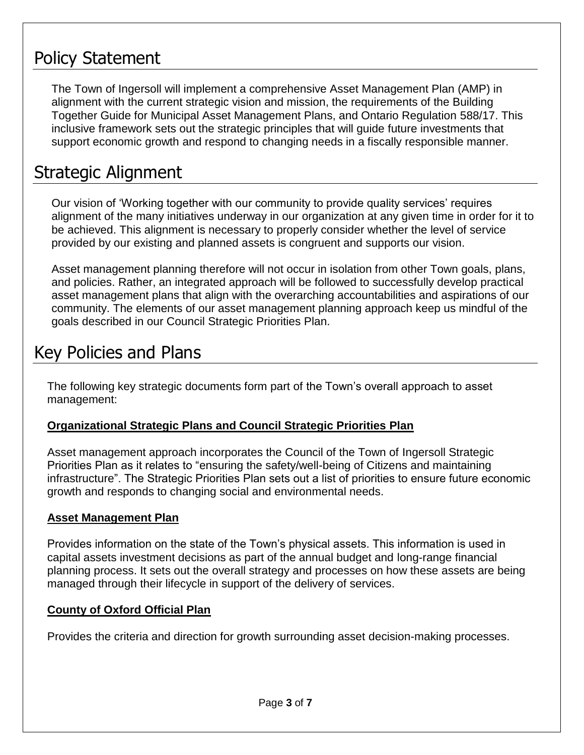## Policy Statement

The Town of Ingersoll will implement a comprehensive Asset Management Plan (AMP) in alignment with the current strategic vision and mission, the requirements of the Building Together Guide for Municipal Asset Management Plans, and Ontario Regulation 588/17. This inclusive framework sets out the strategic principles that will guide future investments that support economic growth and respond to changing needs in a fiscally responsible manner.

## Strategic Alignment

Our vision of 'Working together with our community to provide quality services' requires alignment of the many initiatives underway in our organization at any given time in order for it to be achieved. This alignment is necessary to properly consider whether the level of service provided by our existing and planned assets is congruent and supports our vision.

Asset management planning therefore will not occur in isolation from other Town goals, plans, and policies. Rather, an integrated approach will be followed to successfully develop practical asset management plans that align with the overarching accountabilities and aspirations of our community. The elements of our asset management planning approach keep us mindful of the goals described in our Council Strategic Priorities Plan.

## Key Policies and Plans

The following key strategic documents form part of the Town's overall approach to asset management:

**Organizational Strategic Plans and Council Strategic Priorities Plan**

Asset management approach incorporates the Council of the Town of Ingersoll Strategic Priorities Plan as it relates to "ensuring the safety/well-being of Citizens and maintaining infrastructure". The Strategic Priorities Plan sets out a list of priorities to ensure future economic growth and responds to changing social and environmental needs.

**Asset Management Plan**

Provides information on the state of the Town's physical assets. This information is used in capital assets investment decisions as part of the annual budget and long-range financial planning process. It sets out the overall strategy and processes on how these assets are being managed through their lifecycle in support of the delivery of services.

**County of Oxford Official Plan**

Provides the criteria and direction for growth surrounding asset decision-making processes.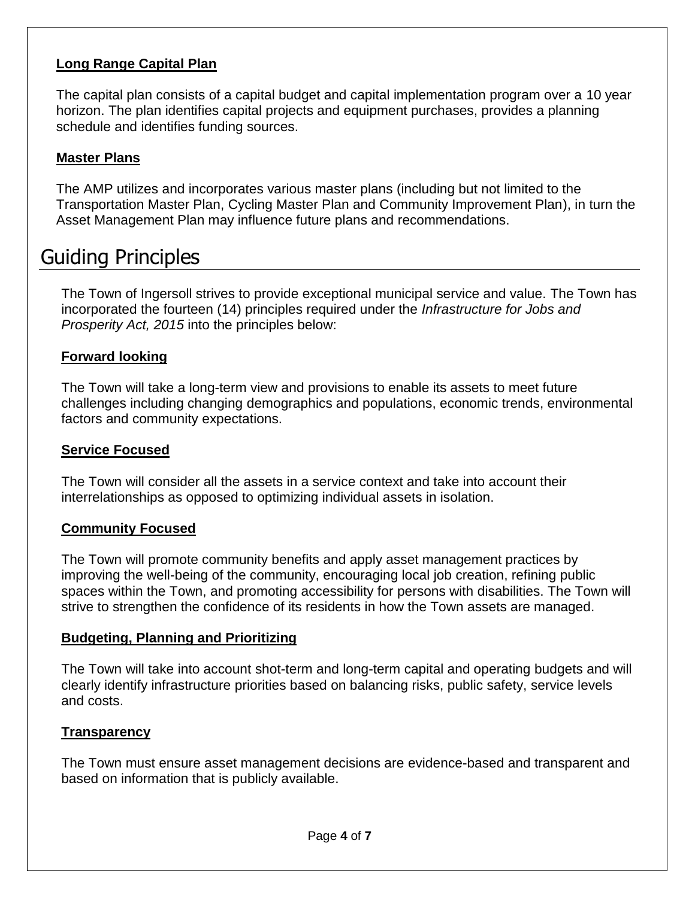### Long Range Capital Plan

The capital plan consists of a capital budget and capital implementation program over a 10 year horizon. The plan identifies capital projects and equipment purchases, provides a planning schedule and identifies funding sources.

### Master Plans

The AMP utilizes and incorporates various master plans (including but not limited to the Transportation Master Plan, Cycling Master Plan and Community Improvement Plan), in turn the Asset Management Plan may influence future plans and recommendations.

## Guiding Principles

The Town of Ingersoll strives to provide exceptional municipal service and value. The Town has incorporated the fourteen (14) principles required under the *Infrastructure for Jobs and Prosperity Act, 2015* into the principles below:

### Forward looking

The Town will take a long-term view and provisions to enable its assets to meet future challenges including changing demographics and populations, economic trends, environmental factors and community expectations.

### Service Focused

The Town will consider all the assets in a service context and take into account their interrelationships as opposed to optimizing individual assets in isolation.

### Community Focused

The Town will promote community benefits and apply asset management practices by improving the well-being of the community, encouraging local job creation, refining public spaces within the Town, and promoting accessibility for persons with disabilities. The Town will strive to strengthen the confidence of its residents in how the Town assets are managed.

### Budgeting, Planning and Prioritizing

The Town will take into account shot-term and long-term capital and operating budgets and will clearly identify infrastructure priorities based on balancing risks, public safety, service levels and costs.

### Transparency

The Town must ensure asset management decisions are evidence-based and transparent and based on information that is publicly available.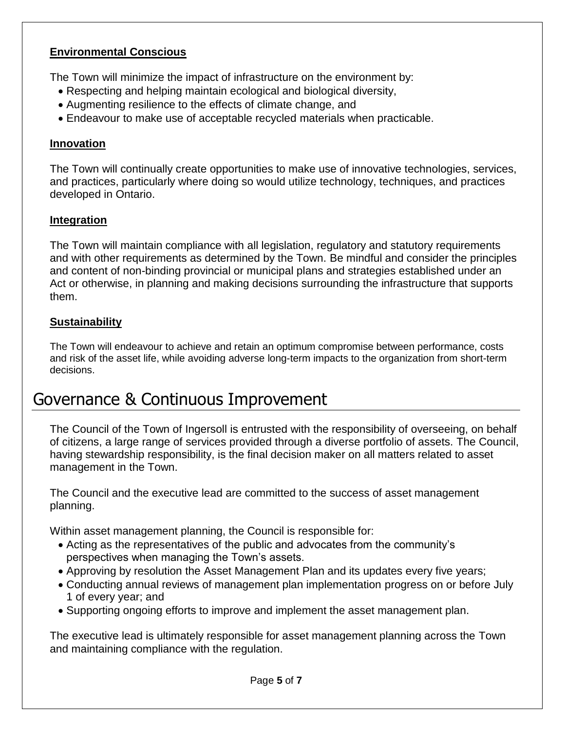### Environmental Conscious

The Town will minimize the impact of infrastructure on the environment by:

- Respecting and helping maintain ecological and biological diversity,
- Augmenting resilience to the effects of climate change, and
- Endeavour to make use of acceptable recycled materials when practicable.

### Innovation

The Town will continually create opportunities to make use of innovative technologies, services, and practices, particularly where doing so would utilize technology, techniques, and practices developed in Ontario.

### Integration

The Town will maintain compliance with all legislation, regulatory and statutory requirements and with other requirements as determined by the Town. Be mindful and consider the principles and content of non-binding provincial or municipal plans and strategies established under an Act or otherwise, in planning and making decisions surrounding the infrastructure that supports them.

### Sustainability

The Town will endeavour to achieve and retain an optimum compromise between performance, costs and risk of the asset life, while avoiding adverse long-term impacts to the organization from short-term decisions.

## Governance & Continuous Improvement

The Council of the Town of Ingersoll is entrusted with the responsibility of overseeing, on behalf of citizens, a large range of services provided through a diverse portfolio of assets. The Council, having stewardship responsibility, is the final decision maker on all matters related to asset management in the Town.

The Council and the executive lead are committed to the success of asset management planning.

Within asset management planning, the Council is responsible for:

- Acting as the representatives of the public and advocates from the community's perspectives when managing the Town's assets.
- Approving by resolution the Asset Management Plan and its updates every five years;
- Conducting annual reviews of management plan implementation progress on or before July 1 of every year; and
- Supporting ongoing efforts to improve and implement the asset management plan.

The executive lead is ultimately responsible for asset management planning across the Town and maintaining compliance with the regulation.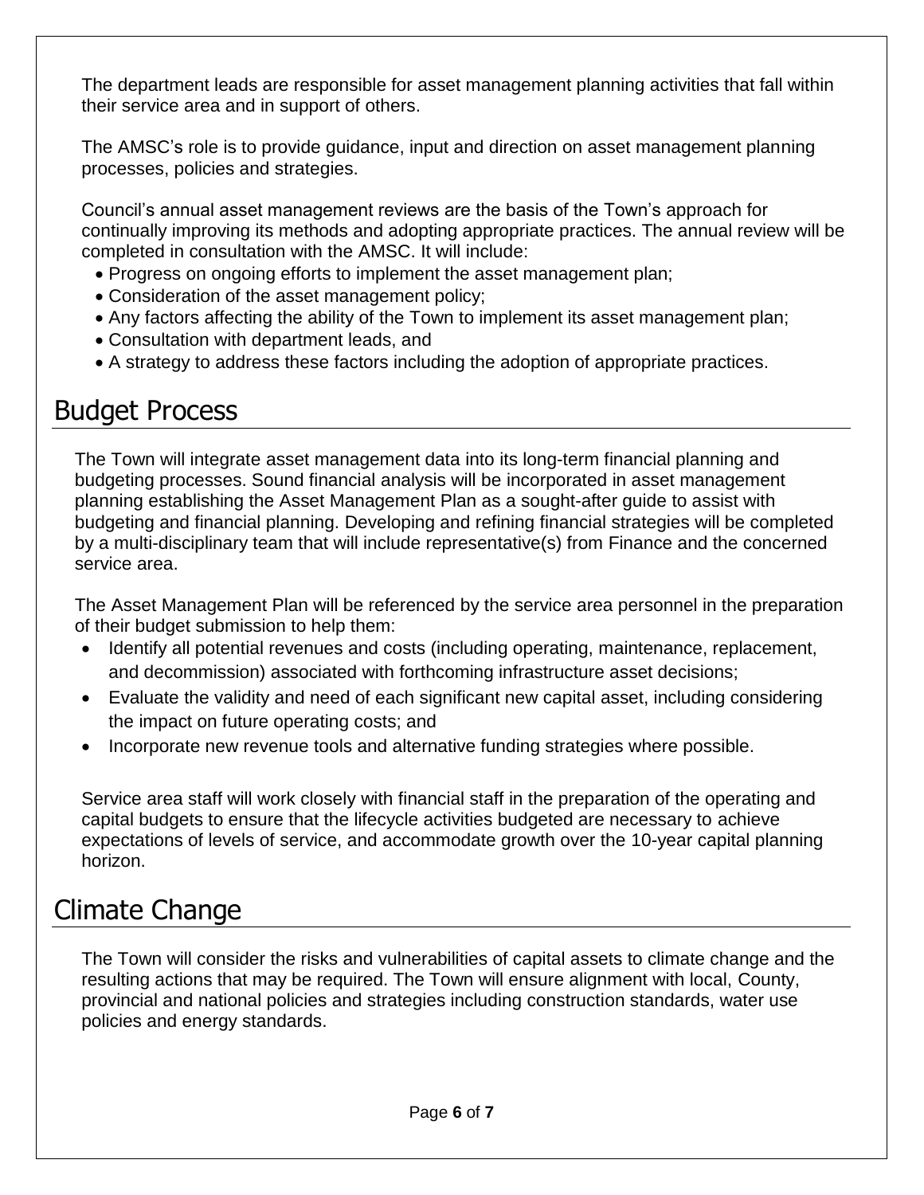The department leads are responsible for asset management planning activities that fall within their service area and in support of others.

The AMSC's role is to provide guidance, input and direction on asset management planning processes, policies and strategies.

Council's annual asset management reviews are the basis of the Town's approach for continually improving its methods and adopting appropriate practices. The annual review will be completed in consultation with the AMSC. It will include:

- Progress on ongoing efforts to implement the asset management plan;
- Consideration of the asset management policy;
- Any factors affecting the ability of the Town to implement its asset management plan;
- Consultation with department leads, and
- A strategy to address these factors including the adoption of appropriate practices.

## Budget Process

The Town will integrate asset management data into its long-term financial planning and budgeting processes. Sound financial analysis will be incorporated in asset management planning establishing the Asset Management Plan as a sought-after guide to assist with budgeting and financial planning. Developing and refining financial strategies will be completed by a multi-disciplinary team that will include representative(s) from Finance and the concerned service area.

The Asset Management Plan will be referenced by the service area personnel in the preparation of their budget submission to help them:

- Identify all potential revenues and costs (including operating, maintenance, replacement, and decommission) associated with forthcoming infrastructure asset decisions;
- Evaluate the validity and need of each significant new capital asset, including considering the impact on future operating costs; and
- Incorporate new revenue tools and alternative funding strategies where possible.

Service area staff will work closely with financial staff in the preparation of the operating and capital budgets to ensure that the lifecycle activities budgeted are necessary to achieve expectations of levels of service, and accommodate growth over the 10-year capital planning horizon.

## Climate Change

The Town will consider the risks and vulnerabilities of capital assets to climate change and the resulting actions that may be required. The Town will ensure alignment with local, County, provincial and national policies and strategies including construction standards, water use policies and energy standards.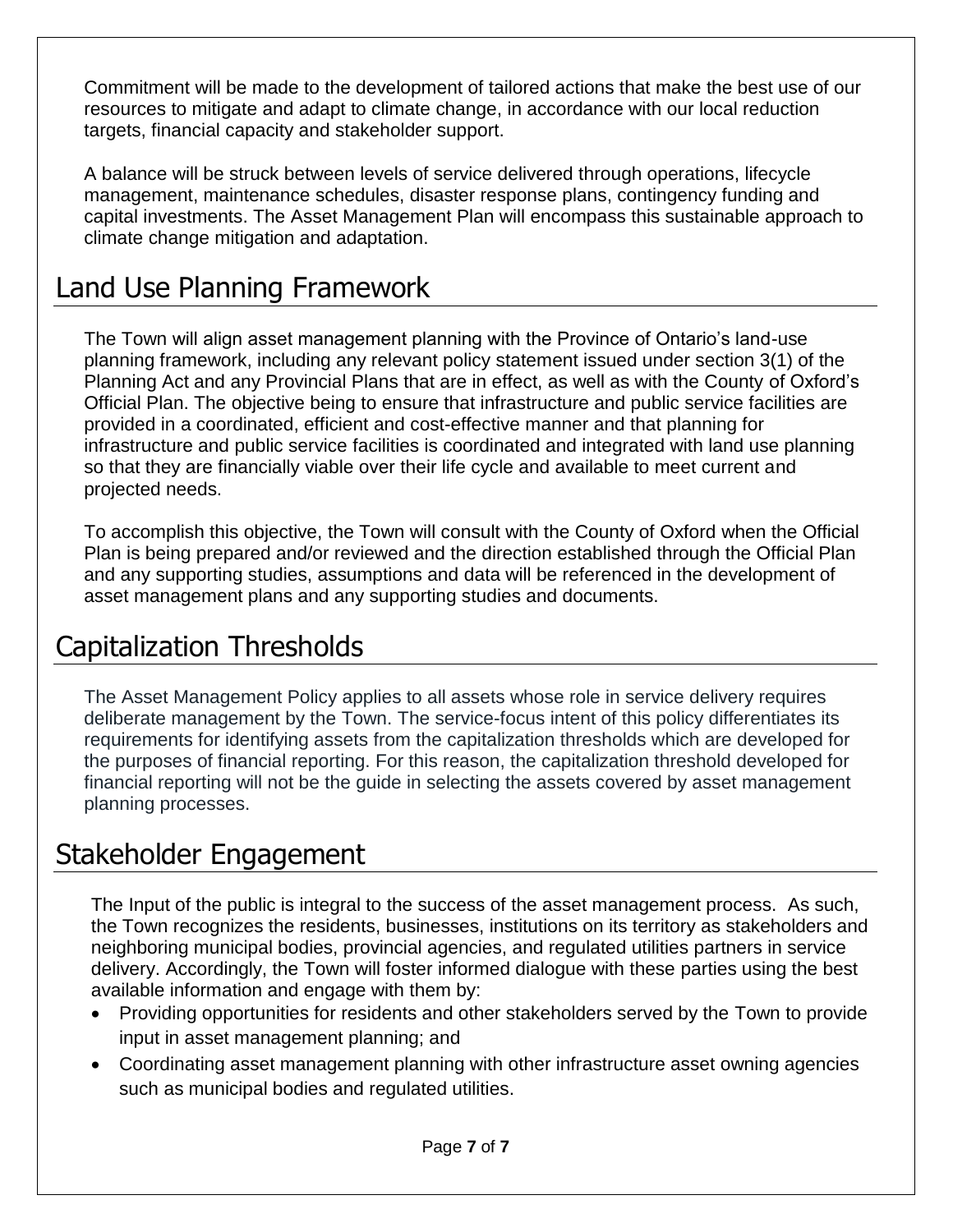Commitment will be made to the development of tailored actions that make the best use of our resources to mitigate and adapt to climate change, in accordance with our local reduction targets, financial capacity and stakeholder support.

A balance will be struck between levels of service delivered through operations, lifecycle management, maintenance schedules, disaster response plans, contingency funding and capital investments. The Asset Management Plan will encompass this sustainable approach to climate change mitigation and adaptation.

# Land Use Planning Framework

The Town will align asset management planning with the Province of Ontario's land-use planning framework, including any relevant policy statement issued under section 3(1) of the Planning Act and any Provincial Plans that are in effect, as well as with the County of Oxford's Official Plan. The objective being to ensure that infrastructure and public service facilities are provided in a coordinated, efficient and cost-effective manner and that planning for infrastructure and public service facilities is coordinated and integrated with land use planning so that they are financially viable over their life cycle and available to meet current and projected needs.

To accomplish this objective, the Town will consult with the County of Oxford when the Official Plan is being prepared and/or reviewed and the direction established through the Official Plan and any supporting studies, assumptions and data will be referenced in the development of asset management plans and any supporting studies and documents.

# Capitalization Thresholds

The Asset Management Policy applies to all assets whose role in service delivery requires deliberate management by the Town. The service-focus intent of this policy differentiates its requirements for identifying assets from the capitalization thresholds which are developed for the purposes of financial reporting. For this reason, the capitalization threshold developed for financial reporting will not be the guide in selecting the assets covered by asset management planning processes.

# Stakeholder Engagement

The Input of the public is integral to the success of the asset management process. As such, the Town recognizes the residents, businesses, institutions on its territory as stakeholders and neighboring municipal bodies, provincial agencies, and regulated utilities partners in service delivery. Accordingly, the Town will foster informed dialogue with these parties using the best available information and engage with them by:

- Providing opportunities for residents and other stakeholders served by the Town to provide input in asset management planning; and
- Coordinating asset management planning with other infrastructure asset owning agencies such as municipal bodies and regulated utilities.